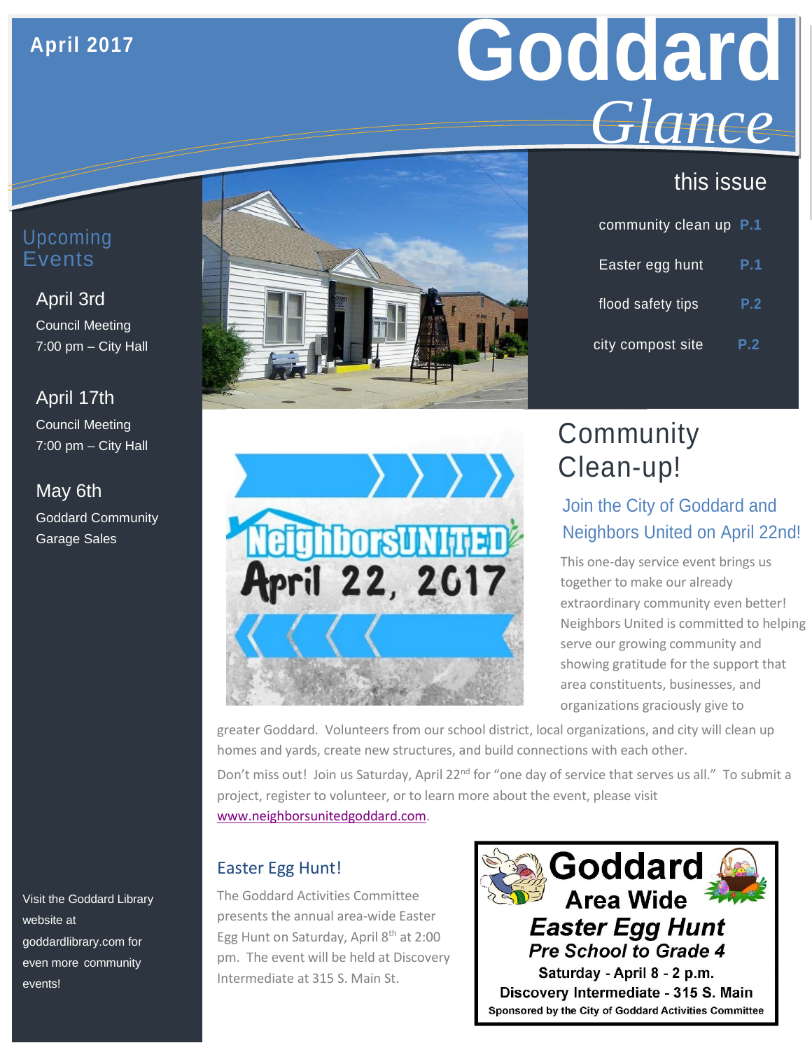April 2017

# Goddard *Glance*

## this issue

community clean up **P.1**

Easter egg hunt **P.1**

flood safety tips **P.2**

city compost site **P.2**

## Upcoming Events

**April 3rd**
Council Meeting
7:00 pm – City Hall

**April 17th**
Council Meeting
7:00 pm – City Hall

**May 6th**
Goddard Community Garage Sales

Visit the Goddard Library website at goddardlibrary.com for even more community events!

## Community Clean-up!

### Join the City of Goddard and Neighbors United on April 22nd!

This one-day service event brings us together to make our already extraordinary community even better! Neighbors United is committed to helping serve our growing community and showing gratitude for the support that area constituents, businesses, and organizations graciously give to greater Goddard. Volunteers from our school district, local organizations, and city will clean up homes and yards, create new structures, and build connections with each other.

Don't miss out! Join us Saturday, April 22nd for "one day of service that serves us all." To submit a project, register to volunteer, or to learn more about the event, please visit www.neighborsunitedgoddard.com.

NeighborsUNITED
April 22, 2017

## Easter Egg Hunt!

The Goddard Activities Committee presents the annual area-wide Easter Egg Hunt on Saturday, April 8th at 2:00 pm. The event will be held at Discovery Intermediate at 315 S. Main St.

**Goddard Area Wide**
***Easter Egg Hunt***
***Pre School to Grade 4***
**Saturday - April 8 - 2 p.m.**
**Discovery Intermediate - 315 S. Main**
**Sponsored by the City of Goddard Activities Committee**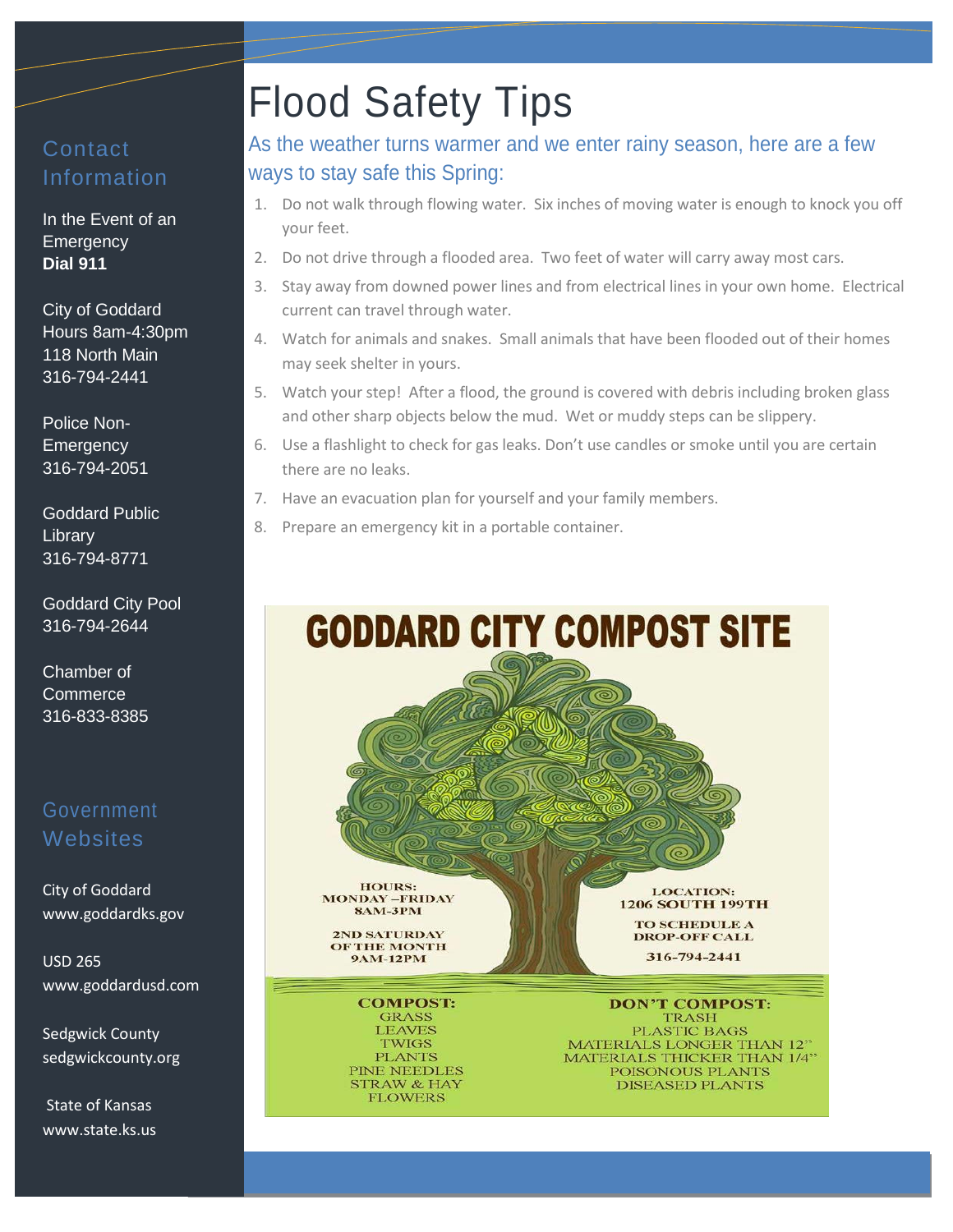## Contact Information

In the Event of an Emergency
**Dial 911**

City of Goddard
Hours 8am-4:30pm
118 North Main
316-794-2441

Police Non-Emergency
316-794-2051

Goddard Public Library
316-794-8771

Goddard City Pool
316-794-2644

Chamber of Commerce
316-833-8385

## Government Websites

City of Goddard
www.goddardks.gov

USD 265
www.goddardusd.com

Sedgwick County
sedgwickcounty.org

State of Kansas
www.state.ks.us

# Flood Safety Tips

As the weather turns warmer and we enter rainy season, here are a few ways to stay safe this Spring:

1. Do not walk through flowing water. Six inches of moving water is enough to knock you off your feet.
2. Do not drive through a flooded area. Two feet of water will carry away most cars.
3. Stay away from downed power lines and from electrical lines in your own home. Electrical current can travel through water.
4. Watch for animals and snakes. Small animals that have been flooded out of their homes may seek shelter in yours.
5. Watch your step! After a flood, the ground is covered with debris including broken glass and other sharp objects below the mud. Wet or muddy steps can be slippery.
6. Use a flashlight to check for gas leaks. Don't use candles or smoke until you are certain there are no leaks.
7. Have an evacuation plan for yourself and your family members.
8. Prepare an emergency kit in a portable container.

# GODDARD CITY COMPOST SITE

**HOURS:**
MONDAY –FRIDAY
8AM-3PM

2ND SATURDAY OF THE MONTH
9AM-12PM

**LOCATION:**
1206 SOUTH 199TH

TO SCHEDULE A DROP-OFF CALL
316-794-2441

**COMPOST:**
GRASS
LEAVES
TWIGS
PLANTS
PINE NEEDLES
STRAW & HAY
FLOWERS

**DON'T COMPOST:**
TRASH
PLASTIC BAGS
MATERIALS LONGER THAN 12"
MATERIALS THICKER THAN 1/4"
POISONOUS PLANTS
DISEASED PLANTS